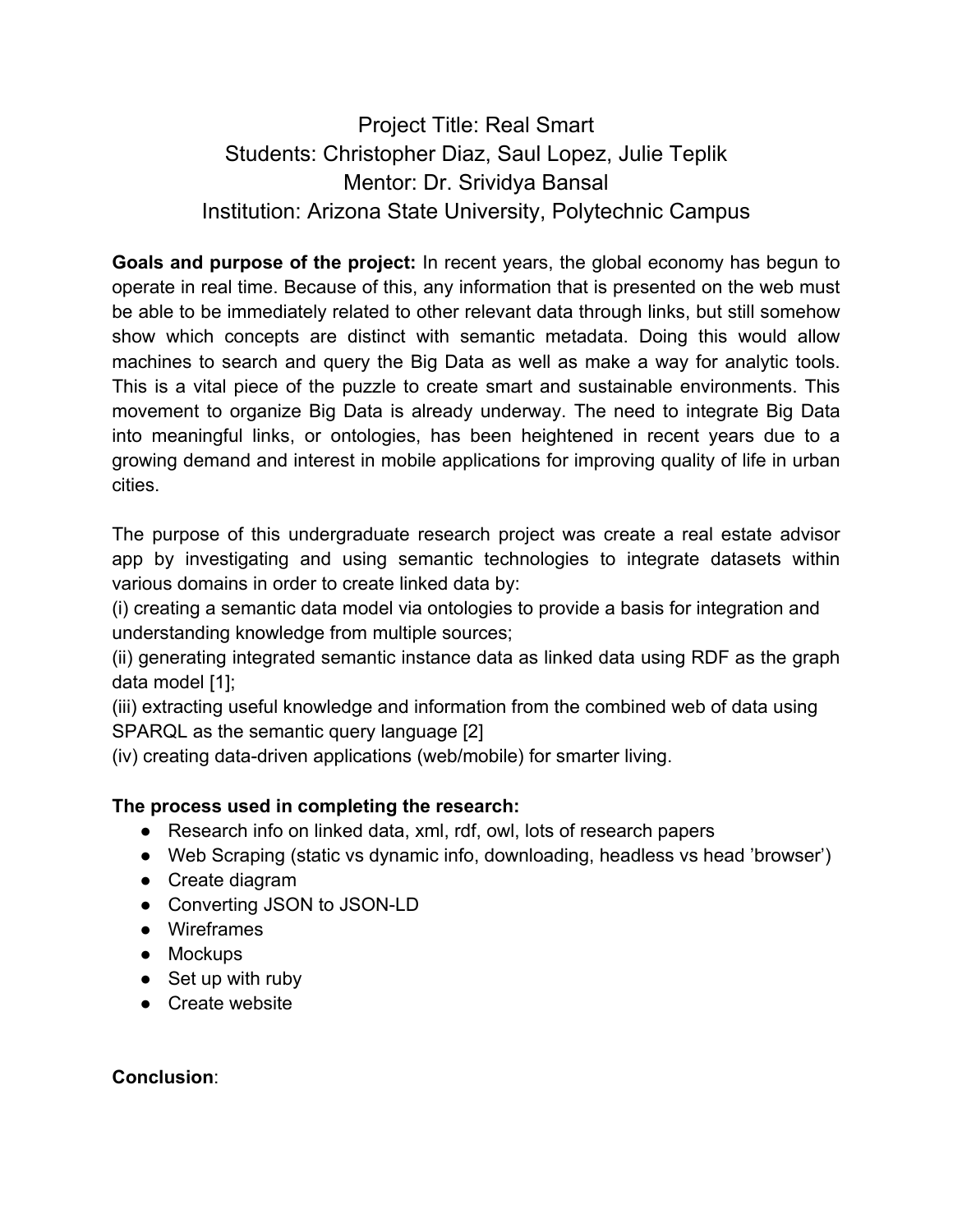Project Title: Real Smart
Students: Christopher Diaz, Saul Lopez, Julie Teplik
Mentor: Dr. Srividya Bansal
Institution: Arizona State University, Polytechnic Campus

**Goals and purpose of the project:** In recent years, the global economy has begun to operate in real time. Because of this, any information that is presented on the web must be able to be immediately related to other relevant data through links, but still somehow show which concepts are distinct with semantic metadata. Doing this would allow machines to search and query the Big Data as well as make a way for analytic tools. This is a vital piece of the puzzle to create smart and sustainable environments. This movement to organize Big Data is already underway. The need to integrate Big Data into meaningful links, or ontologies, has been heightened in recent years due to a growing demand and interest in mobile applications for improving quality of life in urban cities.

The purpose of this undergraduate research project was create a real estate advisor app by investigating and using semantic technologies to integrate datasets within various domains in order to create linked data by:
(i) creating a semantic data model via ontologies to provide a basis for integration and understanding knowledge from multiple sources;
(ii) generating integrated semantic instance data as linked data using RDF as the graph data model [1];
(iii) extracting useful knowledge and information from the combined web of data using SPARQL as the semantic query language [2]
(iv) creating data-driven applications (web/mobile) for smarter living.

**The process used in completing the research:**

- Research info on linked data, xml, rdf, owl, lots of research papers
- Web Scraping (static vs dynamic info, downloading, headless vs head 'browser')
- Create diagram
- Converting JSON to JSON-LD
- Wireframes
- Mockups
- Set up with ruby
- Create website

**Conclusion**: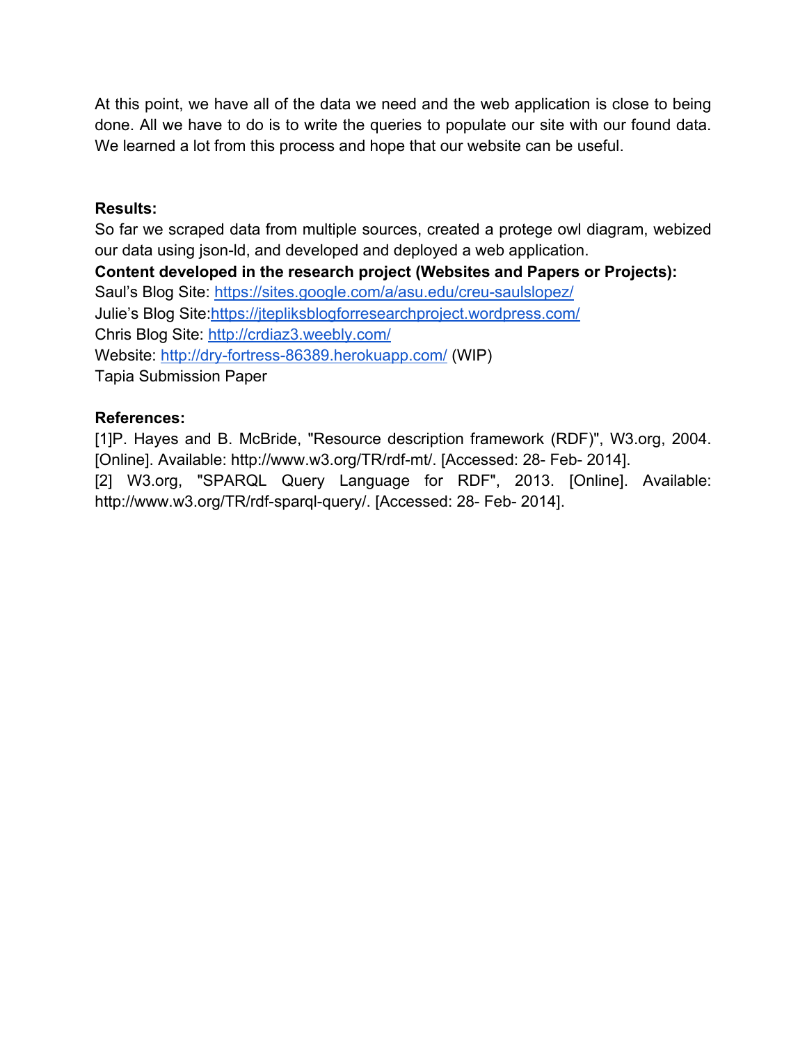At this point, we have all of the data we need and the web application is close to being done. All we have to do is to write the queries to populate our site with our found data. We learned a lot from this process and hope that our website can be useful.

**Results:**

So far we scraped data from multiple sources, created a protege owl diagram, webized our data using json-ld, and developed and deployed a web application.

**Content developed in the research project (Websites and Papers or Projects):**

Saul's Blog Site: [https://sites.google.com/a/asu.edu/creu-saulslopez/](https://sites.google.com/a/asu.edu/creu-saulslopez/)  
Julie's Blog Site:[https://jtepliksblogforresearchproject.wordpress.com/](https://jtepliksblogforresearchproject.wordpress.com/)  
Chris Blog Site: [http://crdiaz3.weebly.com/](http://crdiaz3.weebly.com/)  
Website: [http://dry-fortress-86389.herokuapp.com/](http://dry-fortress-86389.herokuapp.com/) (WIP)  
Tapia Submission Paper

**References:**

[1]P. Hayes and B. McBride, "Resource description framework (RDF)", W3.org, 2004. [Online]. Available: http://www.w3.org/TR/rdf-mt/. [Accessed: 28- Feb- 2014].  
[2] W3.org, "SPARQL Query Language for RDF", 2013. [Online]. Available: http://www.w3.org/TR/rdf-sparql-query/. [Accessed: 28- Feb- 2014].